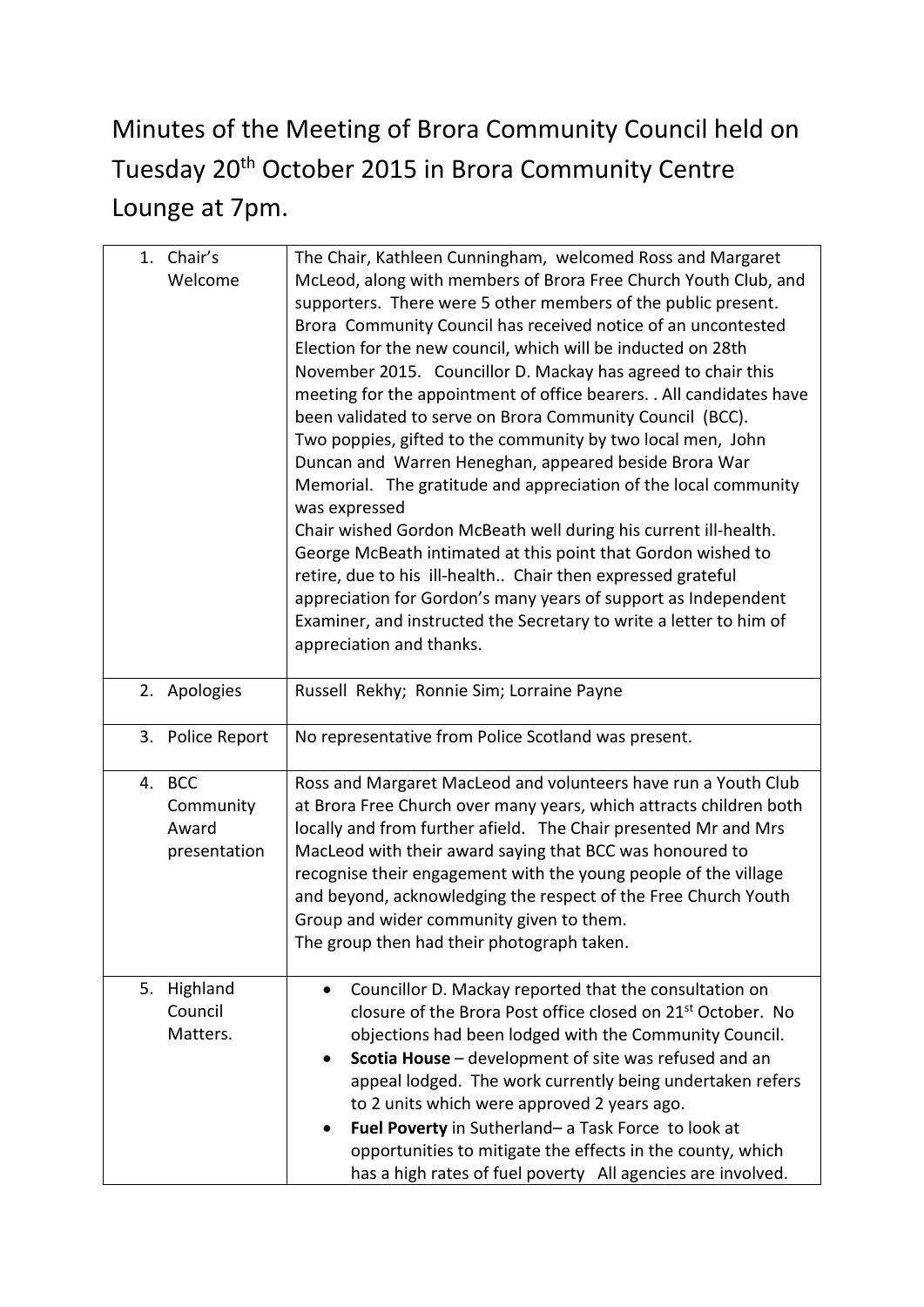# Minutes of the Meeting of Brora Community Council held on Tuesday 20th October 2015 in Brora Community Centre Lounge at 7pm.

| | |
|---|---|
| 1. Chair's Welcome | The Chair, Kathleen Cunningham, welcomed Ross and Margaret McLeod, along with members of Brora Free Church Youth Club, and supporters. There were 5 other members of the public present. Brora Community Council has received notice of an uncontested Election for the new council, which will be inducted on 28th November 2015. Councillor D. Mackay has agreed to chair this meeting for the appointment of office bearers. . All candidates have been validated to serve on Brora Community Council (BCC). Two poppies, gifted to the community by two local men, John Duncan and Warren Heneghan, appeared beside Brora War Memorial. The gratitude and appreciation of the local community was expressed Chair wished Gordon McBeath well during his current ill-health. George McBeath intimated at this point that Gordon wished to retire, due to his ill-health.. Chair then expressed grateful appreciation for Gordon's many years of support as Independent Examiner, and instructed the Secretary to write a letter to him of appreciation and thanks. |
| 2. Apologies | Russell Rekhy; Ronnie Sim; Lorraine Payne |
| 3. Police Report | No representative from Police Scotland was present. |
| 4. BCC Community Award presentation | Ross and Margaret MacLeod and volunteers have run a Youth Club at Brora Free Church over many years, which attracts children both locally and from further afield. The Chair presented Mr and Mrs MacLeod with their award saying that BCC was honoured to recognise their engagement with the young people of the village and beyond, acknowledging the respect of the Free Church Youth Group and wider community given to them. The group then had their photograph taken. |
| 5. Highland Council Matters. | • Councillor D. Mackay reported that the consultation on closure of the Brora Post office closed on 21st October. No objections had been lodged with the Community Council. • **Scotia House** – development of site was refused and an appeal lodged. The work currently being undertaken refers to 2 units which were approved 2 years ago. • **Fuel Poverty** in Sutherland– a Task Force to look at opportunities to mitigate the effects in the county, which has a high rates of fuel poverty All agencies are involved. |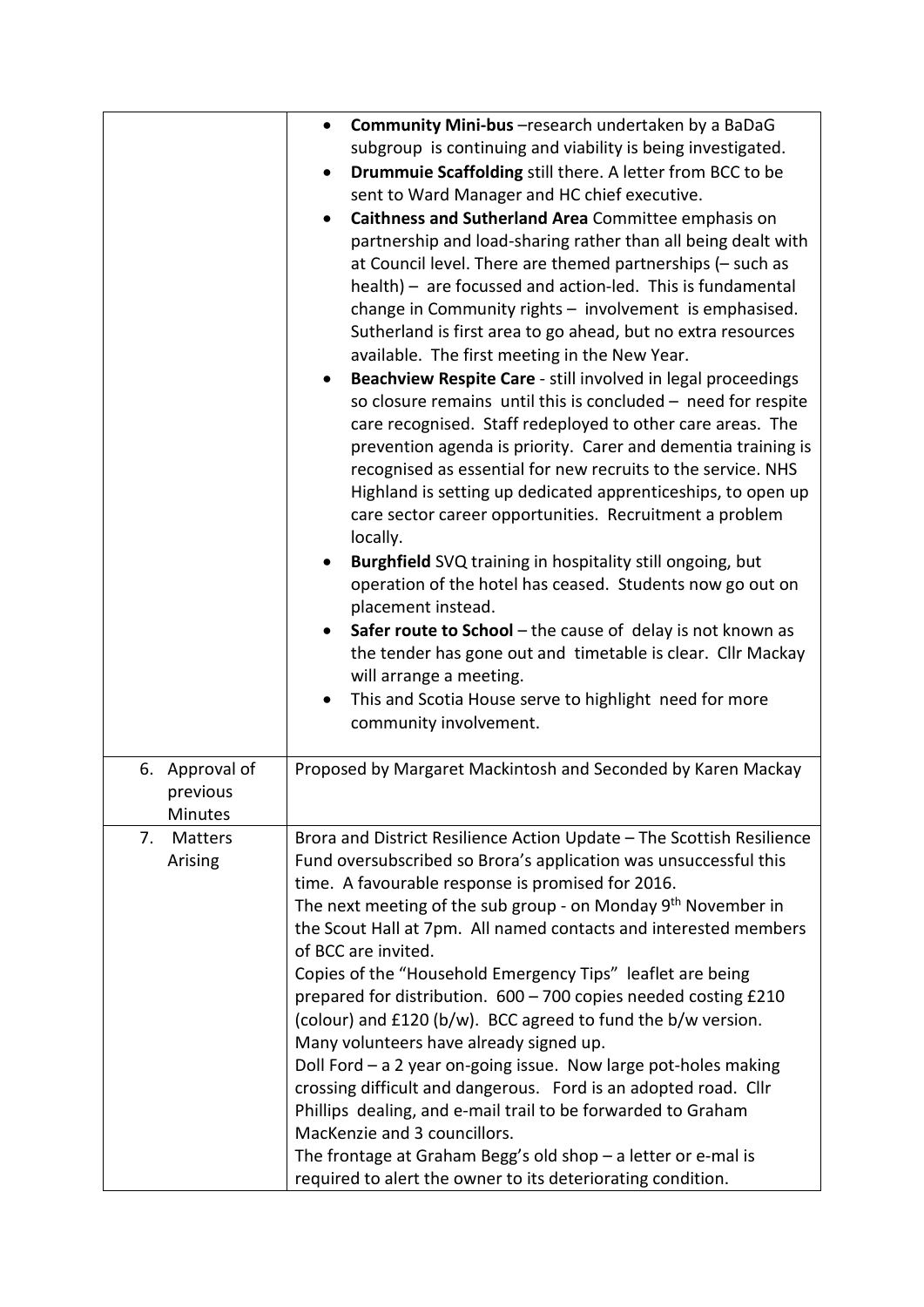| | |
|---|---|
| | • **Community Mini-bus** –research undertaken by a BaDaG subgroup is continuing and viability is being investigated.<br>• **Drummuie Scaffolding** still there. A letter from BCC to be sent to Ward Manager and HC chief executive.<br>• **Caithness and Sutherland Area** Committee emphasis on partnership and load-sharing rather than all being dealt with at Council level. There are themed partnerships (– such as health) – are focussed and action-led. This is fundamental change in Community rights – involvement is emphasised. Sutherland is first area to go ahead, but no extra resources available. The first meeting in the New Year.<br>• **Beachview Respite Care** - still involved in legal proceedings so closure remains until this is concluded – need for respite care recognised. Staff redeployed to other care areas. The prevention agenda is priority. Carer and dementia training is recognised as essential for new recruits to the service. NHS Highland is setting up dedicated apprenticeships, to open up care sector career opportunities. Recruitment a problem locally.<br>• **Burghfield** SVQ training in hospitality still ongoing, but operation of the hotel has ceased. Students now go out on placement instead.<br>• **Safer route to School** – the cause of delay is not known as the tender has gone out and timetable is clear. Cllr Mackay will arrange a meeting.<br>• This and Scotia House serve to highlight need for more community involvement. |
| 6. Approval of previous Minutes | Proposed by Margaret Mackintosh and Seconded by Karen Mackay |
| 7. Matters Arising | Brora and District Resilience Action Update – The Scottish Resilience Fund oversubscribed so Brora's application was unsuccessful this time. A favourable response is promised for 2016.<br>The next meeting of the sub group - on Monday 9th November in the Scout Hall at 7pm. All named contacts and interested members of BCC are invited.<br>Copies of the "Household Emergency Tips" leaflet are being prepared for distribution. 600 – 700 copies needed costing £210 (colour) and £120 (b/w). BCC agreed to fund the b/w version. Many volunteers have already signed up.<br>Doll Ford – a 2 year on-going issue. Now large pot-holes making crossing difficult and dangerous. Ford is an adopted road. Cllr Phillips dealing, and e-mail trail to be forwarded to Graham MacKenzie and 3 councillors.<br>The frontage at Graham Begg's old shop – a letter or e-mal is required to alert the owner to its deteriorating condition. |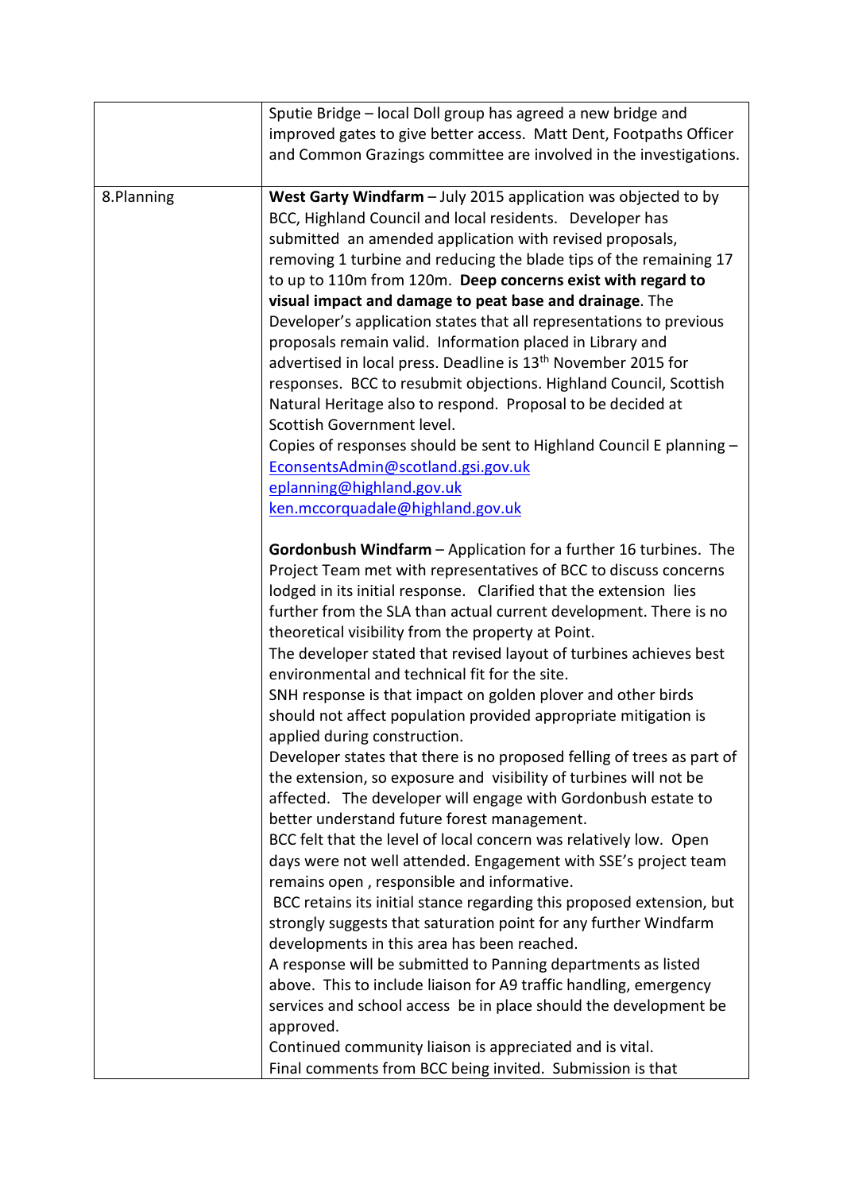| | |
|---|---|
| | Sputie Bridge – local Doll group has agreed a new bridge and improved gates to give better access. Matt Dent, Footpaths Officer and Common Grazings committee are involved in the investigations. |
| 8.Planning | **West Garty Windfarm** – July 2015 application was objected to by BCC, Highland Council and local residents. Developer has submitted an amended application with revised proposals, removing 1 turbine and reducing the blade tips of the remaining 17 to up to 110m from 120m. **Deep concerns exist with regard to visual impact and damage to peat base and drainage**. The Developer's application states that all representations to previous proposals remain valid. Information placed in Library and advertised in local press. Deadline is 13th November 2015 for responses. BCC to resubmit objections. Highland Council, Scottish Natural Heritage also to respond. Proposal to be decided at Scottish Government level.<br>Copies of responses should be sent to Highland Council E planning –<br>EconsentsAdmin@scotland.gsi.gov.uk<br>eplanning@highland.gov.uk<br>ken.mccorquadale@highland.gov.uk<br><br>**Gordonbush Windfarm** – Application for a further 16 turbines. The Project Team met with representatives of BCC to discuss concerns lodged in its initial response. Clarified that the extension lies further from the SLA than actual current development. There is no theoretical visibility from the property at Point.<br>The developer stated that revised layout of turbines achieves best environmental and technical fit for the site.<br>SNH response is that impact on golden plover and other birds should not affect population provided appropriate mitigation is applied during construction.<br>Developer states that there is no proposed felling of trees as part of the extension, so exposure and visibility of turbines will not be affected. The developer will engage with Gordonbush estate to better understand future forest management.<br>BCC felt that the level of local concern was relatively low. Open days were not well attended. Engagement with SSE's project team remains open , responsible and informative.<br>BCC retains its initial stance regarding this proposed extension, but strongly suggests that saturation point for any further Windfarm developments in this area has been reached.<br>A response will be submitted to Panning departments as listed above. This to include liaison for A9 traffic handling, emergency services and school access be in place should the development be approved.<br>Continued community liaison is appreciated and is vital.<br>Final comments from BCC being invited. Submission is that |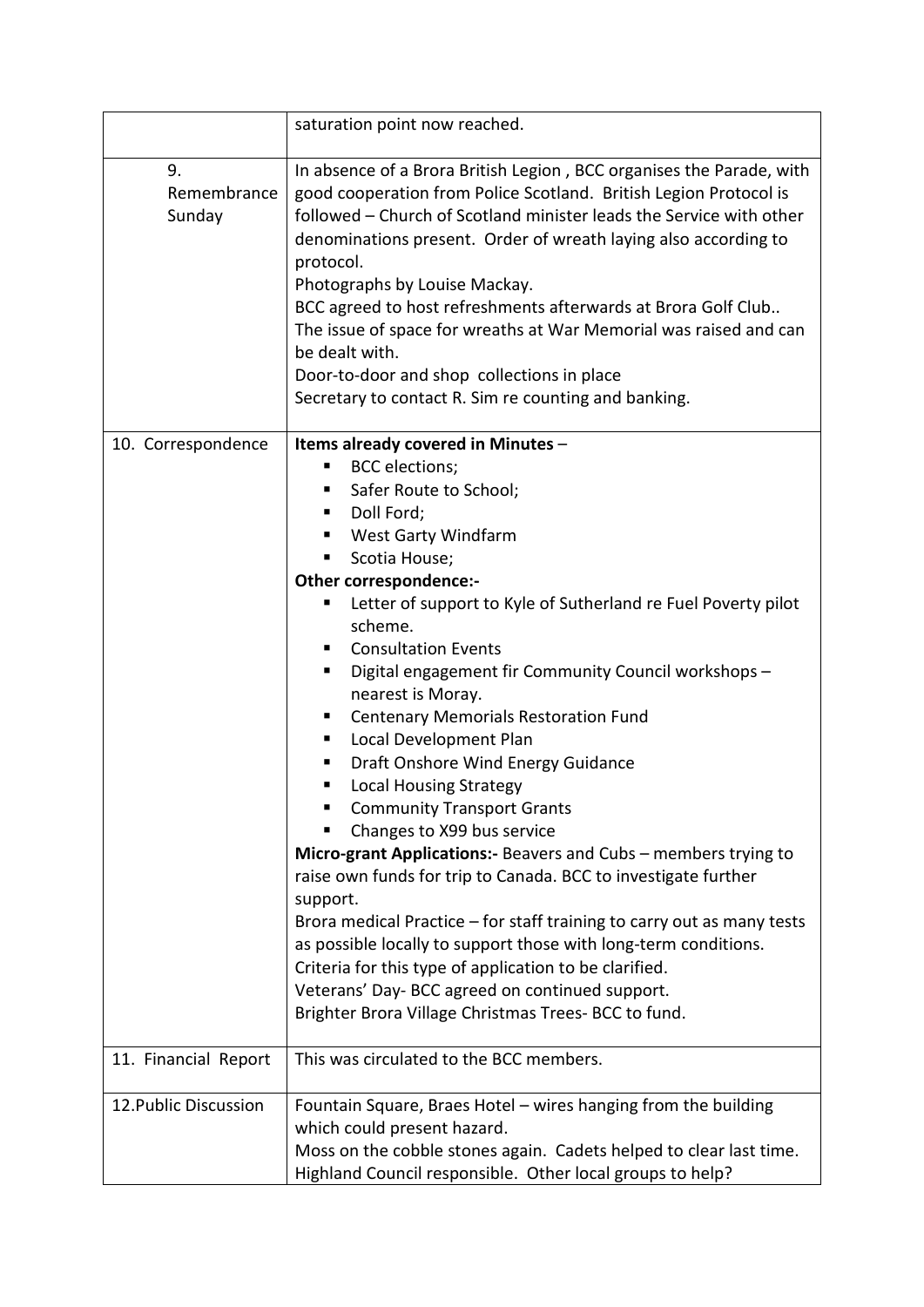|  |  |
|---|---|
|  | saturation point now reached. |
| 9. Remembrance Sunday | In absence of a Brora British Legion , BCC organises the Parade, with good cooperation from Police Scotland. British Legion Protocol is followed – Church of Scotland minister leads the Service with other denominations present. Order of wreath laying also according to protocol.<br>Photographs by Louise Mackay.<br>BCC agreed to host refreshments afterwards at Brora Golf Club..<br>The issue of space for wreaths at War Memorial was raised and can be dealt with.<br>Door-to-door and shop collections in place<br>Secretary to contact R. Sim re counting and banking. |
| 10. Correspondence | **Items already covered in Minutes** –<br>▪ BCC elections;<br>▪ Safer Route to School;<br>▪ Doll Ford;<br>▪ West Garty Windfarm<br>▪ Scotia House;<br>**Other correspondence:-**<br>▪ Letter of support to Kyle of Sutherland re Fuel Poverty pilot scheme.<br>▪ Consultation Events<br>▪ Digital engagement fir Community Council workshops – nearest is Moray.<br>▪ Centenary Memorials Restoration Fund<br>▪ Local Development Plan<br>▪ Draft Onshore Wind Energy Guidance<br>▪ Local Housing Strategy<br>▪ Community Transport Grants<br>▪ Changes to X99 bus service<br>**Micro-grant Applications:-** Beavers and Cubs – members trying to raise own funds for trip to Canada. BCC to investigate further support.<br>Brora medical Practice – for staff training to carry out as many tests as possible locally to support those with long-term conditions. Criteria for this type of application to be clarified.<br>Veterans' Day- BCC agreed on continued support.<br>Brighter Brora Village Christmas Trees- BCC to fund. |
| 11. Financial Report | This was circulated to the BCC members. |
| 12.Public Discussion | Fountain Square, Braes Hotel – wires hanging from the building which could present hazard.<br>Moss on the cobble stones again. Cadets helped to clear last time. Highland Council responsible. Other local groups to help? |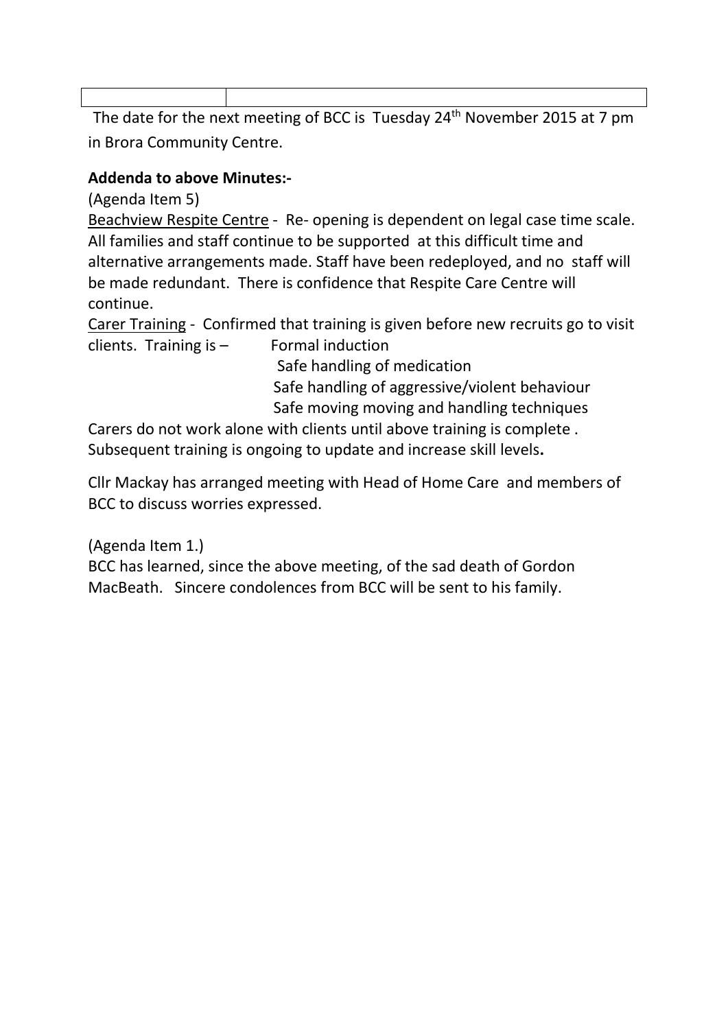| | |
|---|---|
| | |

The date for the next meeting of BCC is Tuesday 24th November 2015 at 7 pm in Brora Community Centre.

**Addenda to above Minutes:-**

(Agenda Item 5)

Beachview Respite Centre - Re- opening is dependent on legal case time scale. All families and staff continue to be supported at this difficult time and alternative arrangements made. Staff have been redeployed, and no staff will be made redundant. There is confidence that Respite Care Centre will continue.

Carer Training - Confirmed that training is given before new recruits go to visit clients. Training is –
- Formal induction
- Safe handling of medication
- Safe handling of aggressive/violent behaviour
- Safe moving moving and handling techniques

Carers do not work alone with clients until above training is complete . Subsequent training is ongoing to update and increase skill levels**.**

Cllr Mackay has arranged meeting with Head of Home Care and members of BCC to discuss worries expressed.

(Agenda Item 1.)

BCC has learned, since the above meeting, of the sad death of Gordon MacBeath. Sincere condolences from BCC will be sent to his family.